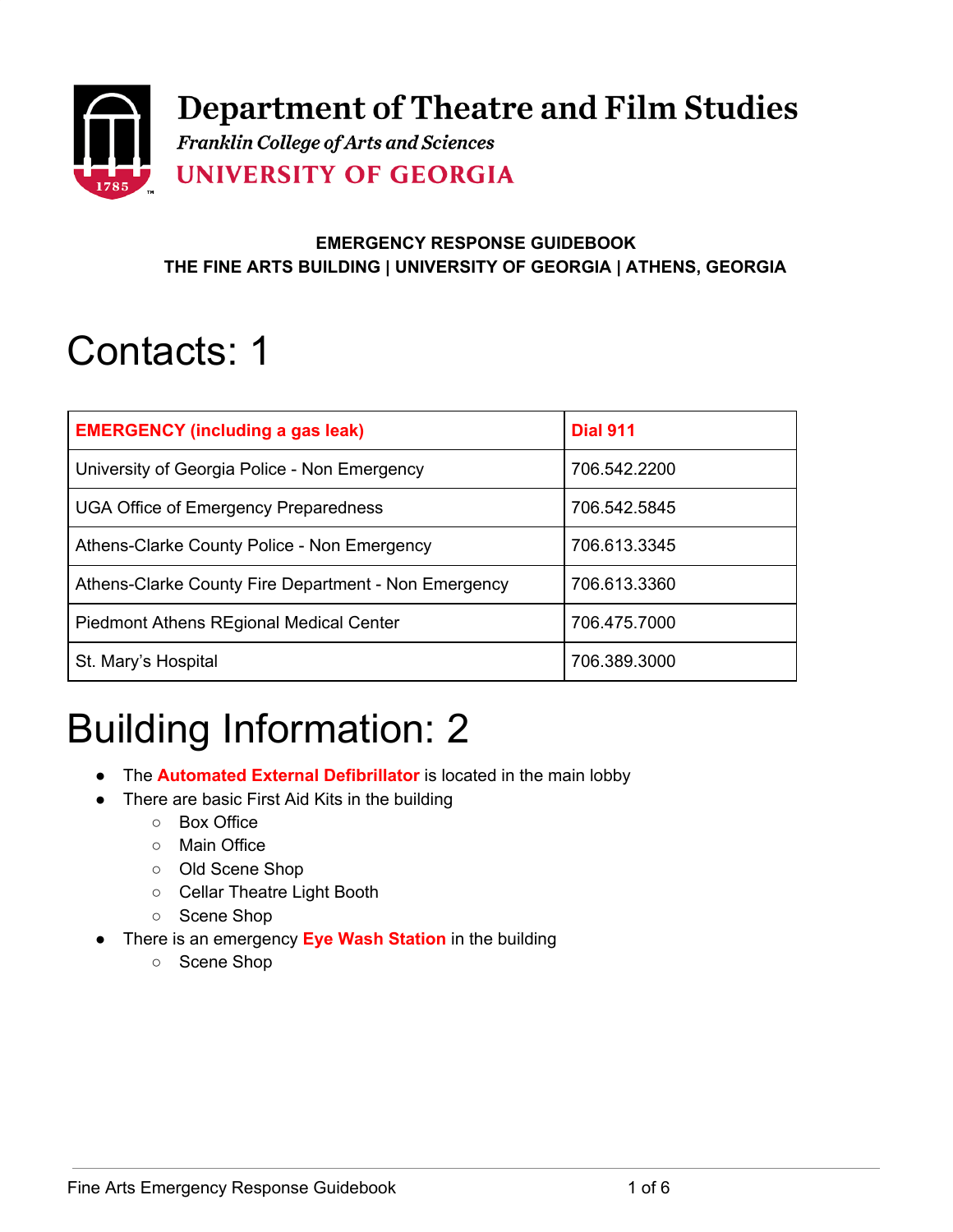**Department of Theatre and Film Studies**

*Franklin College of Arts and Sciences*

**UNIVERSITY OF GEORGIA**

**EMERGENCY RESPONSE GUIDEBOOK**
**THE FINE ARTS BUILDING | UNIVERSITY OF GEORGIA | ATHENS, GEORGIA**

# Contacts: 1

| **EMERGENCY (including a gas leak)** | **Dial 911** |
|---|---|
| University of Georgia Police - Non Emergency | 706.542.2200 |
| UGA Office of Emergency Preparedness | 706.542.5845 |
| Athens-Clarke County Police - Non Emergency | 706.613.3345 |
| Athens-Clarke County Fire Department - Non Emergency | 706.613.3360 |
| Piedmont Athens REgional Medical Center | 706.475.7000 |
| St. Mary's Hospital | 706.389.3000 |

# Building Information: 2

- The **Automated External Defibrillator** is located in the main lobby
- There are basic First Aid Kits in the building
  - Box Office
  - Main Office
  - Old Scene Shop
  - Cellar Theatre Light Booth
  - Scene Shop
- There is an emergency **Eye Wash Station** in the building
  - Scene Shop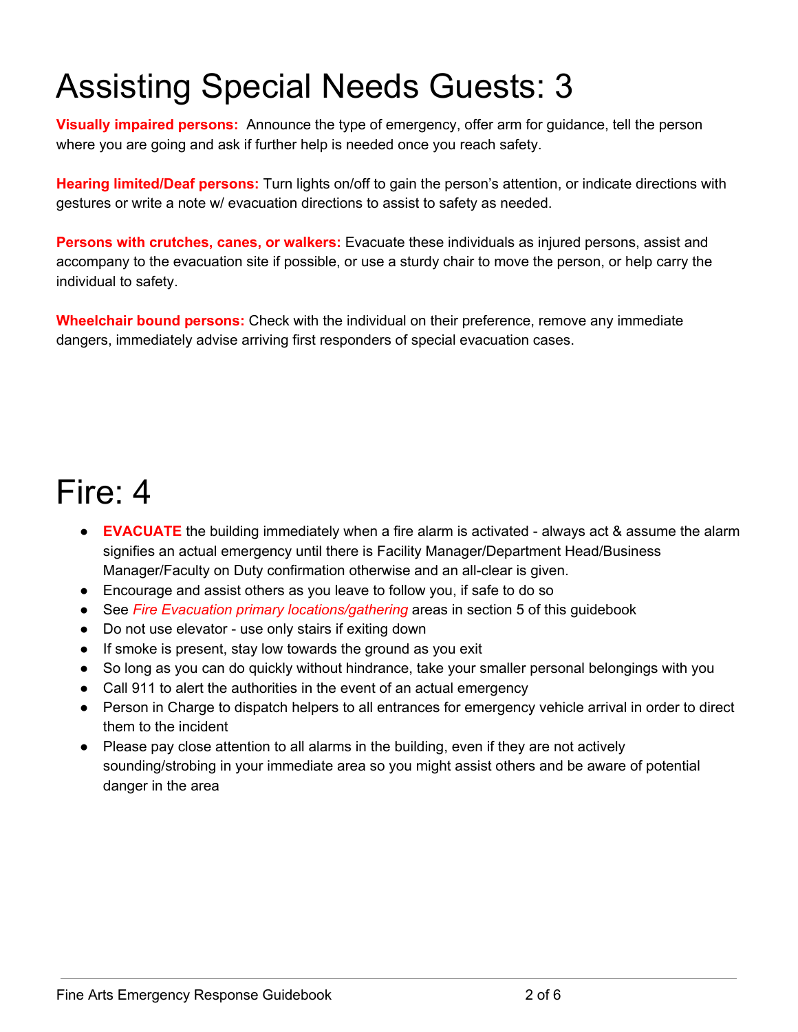# Assisting Special Needs Guests: 3

**Visually impaired persons:** Announce the type of emergency, offer arm for guidance, tell the person where you are going and ask if further help is needed once you reach safety.

**Hearing limited/Deaf persons:** Turn lights on/off to gain the person's attention, or indicate directions with gestures or write a note w/ evacuation directions to assist to safety as needed.

**Persons with crutches, canes, or walkers:** Evacuate these individuals as injured persons, assist and accompany to the evacuation site if possible, or use a sturdy chair to move the person, or help carry the individual to safety.

**Wheelchair bound persons:** Check with the individual on their preference, remove any immediate dangers, immediately advise arriving first responders of special evacuation cases.

# Fire: 4

- **EVACUATE** the building immediately when a fire alarm is activated - always act & assume the alarm signifies an actual emergency until there is Facility Manager/Department Head/Business Manager/Faculty on Duty confirmation otherwise and an all-clear is given.
- Encourage and assist others as you leave to follow you, if safe to do so
- See *Fire Evacuation primary locations/gathering* areas in section 5 of this guidebook
- Do not use elevator - use only stairs if exiting down
- If smoke is present, stay low towards the ground as you exit
- So long as you can do quickly without hindrance, take your smaller personal belongings with you
- Call 911 to alert the authorities in the event of an actual emergency
- Person in Charge to dispatch helpers to all entrances for emergency vehicle arrival in order to direct them to the incident
- Please pay close attention to all alarms in the building, even if they are not actively sounding/strobing in your immediate area so you might assist others and be aware of potential danger in the area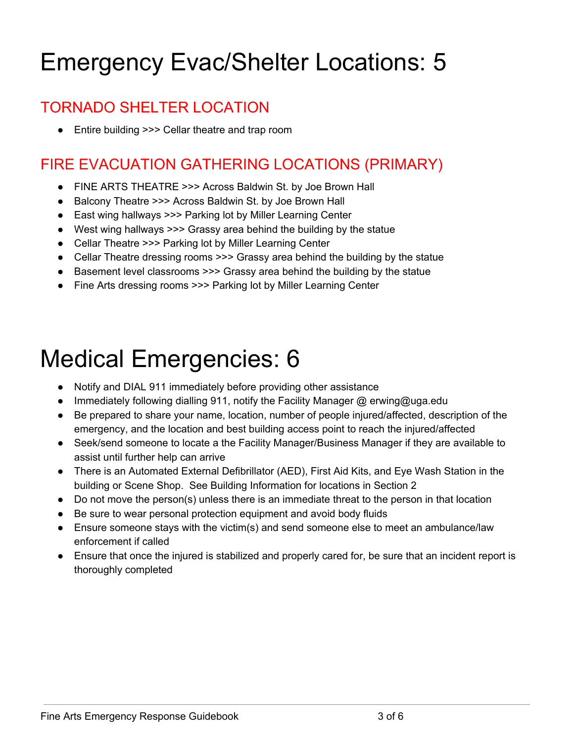# Emergency Evac/Shelter Locations: 5

## TORNADO SHELTER LOCATION

- Entire building >>> Cellar theatre and trap room

## FIRE EVACUATION GATHERING LOCATIONS (PRIMARY)

- FINE ARTS THEATRE >>> Across Baldwin St. by Joe Brown Hall
- Balcony Theatre >>> Across Baldwin St. by Joe Brown Hall
- East wing hallways >>> Parking lot by Miller Learning Center
- West wing hallways >>> Grassy area behind the building by the statue
- Cellar Theatre >>> Parking lot by Miller Learning Center
- Cellar Theatre dressing rooms >>> Grassy area behind the building by the statue
- Basement level classrooms >>> Grassy area behind the building by the statue
- Fine Arts dressing rooms >>> Parking lot by Miller Learning Center

# Medical Emergencies: 6

- Notify and DIAL 911 immediately before providing other assistance
- Immediately following dialling 911, notify the Facility Manager @ erwing@uga.edu
- Be prepared to share your name, location, number of people injured/affected, description of the emergency, and the location and best building access point to reach the injured/affected
- Seek/send someone to locate a the Facility Manager/Business Manager if they are available to assist until further help can arrive
- There is an Automated External Defibrillator (AED), First Aid Kits, and Eye Wash Station in the building or Scene Shop. See Building Information for locations in Section 2
- Do not move the person(s) unless there is an immediate threat to the person in that location
- Be sure to wear personal protection equipment and avoid body fluids
- Ensure someone stays with the victim(s) and send someone else to meet an ambulance/law enforcement if called
- Ensure that once the injured is stabilized and properly cared for, be sure that an incident report is thoroughly completed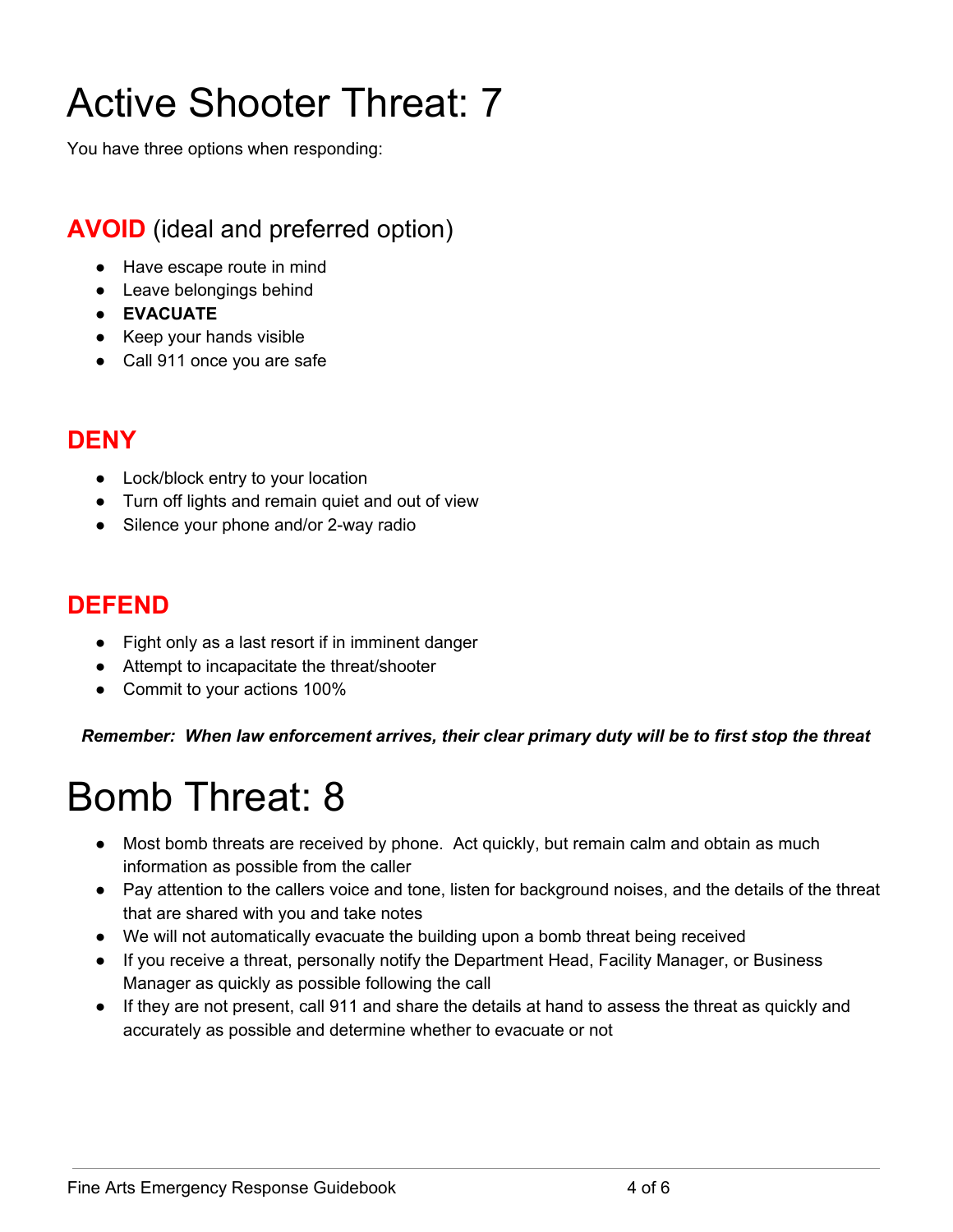# Active Shooter Threat: 7

You have three options when responding:

## AVOID (ideal and preferred option)

- Have escape route in mind
- Leave belongings behind
- **EVACUATE**
- Keep your hands visible
- Call 911 once you are safe

## DENY

- Lock/block entry to your location
- Turn off lights and remain quiet and out of view
- Silence your phone and/or 2-way radio

## DEFEND

- Fight only as a last resort if in imminent danger
- Attempt to incapacitate the threat/shooter
- Commit to your actions 100%

***Remember: When law enforcement arrives, their clear primary duty will be to first stop the threat***

# Bomb Threat: 8

- Most bomb threats are received by phone. Act quickly, but remain calm and obtain as much information as possible from the caller
- Pay attention to the callers voice and tone, listen for background noises, and the details of the threat that are shared with you and take notes
- We will not automatically evacuate the building upon a bomb threat being received
- If you receive a threat, personally notify the Department Head, Facility Manager, or Business Manager as quickly as possible following the call
- If they are not present, call 911 and share the details at hand to assess the threat as quickly and accurately as possible and determine whether to evacuate or not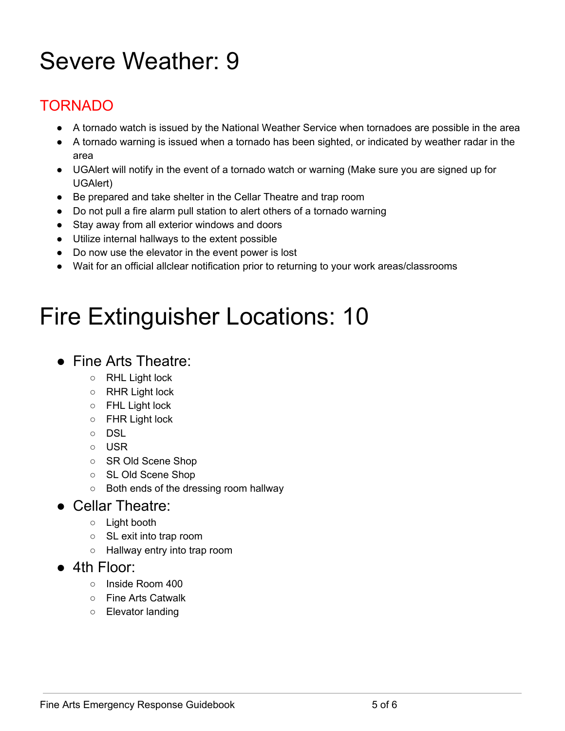# Severe Weather: 9

## TORNADO

- A tornado watch is issued by the National Weather Service when tornadoes are possible in the area
- A tornado warning is issued when a tornado has been sighted, or indicated by weather radar in the area
- UGAlert will notify in the event of a tornado watch or warning (Make sure you are signed up for UGAlert)
- Be prepared and take shelter in the Cellar Theatre and trap room
- Do not pull a fire alarm pull station to alert others of a tornado warning
- Stay away from all exterior windows and doors
- Utilize internal hallways to the extent possible
- Do now use the elevator in the event power is lost
- Wait for an official allclear notification prior to returning to your work areas/classrooms

# Fire Extinguisher Locations: 10

- Fine Arts Theatre:
  - RHL Light lock
  - RHR Light lock
  - FHL Light lock
  - FHR Light lock
  - DSL
  - USR
  - SR Old Scene Shop
  - SL Old Scene Shop
  - Both ends of the dressing room hallway
- Cellar Theatre:
  - Light booth
  - SL exit into trap room
  - Hallway entry into trap room
- 4th Floor:
  - Inside Room 400
  - Fine Arts Catwalk
  - Elevator landing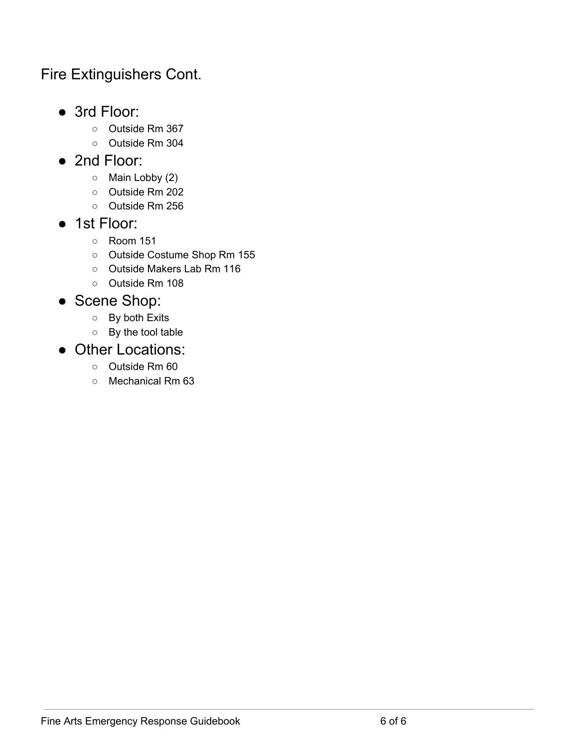## Fire Extinguishers Cont.

- 3rd Floor:
    - Outside Rm 367
    - Outside Rm 304
- 2nd Floor:
    - Main Lobby (2)
    - Outside Rm 202
    - Outside Rm 256
- 1st Floor:
    - Room 151
    - Outside Costume Shop Rm 155
    - Outside Makers Lab Rm 116
    - Outside Rm 108
- Scene Shop:
    - By both Exits
    - By the tool table
- Other Locations:
    - Outside Rm 60
    - Mechanical Rm 63